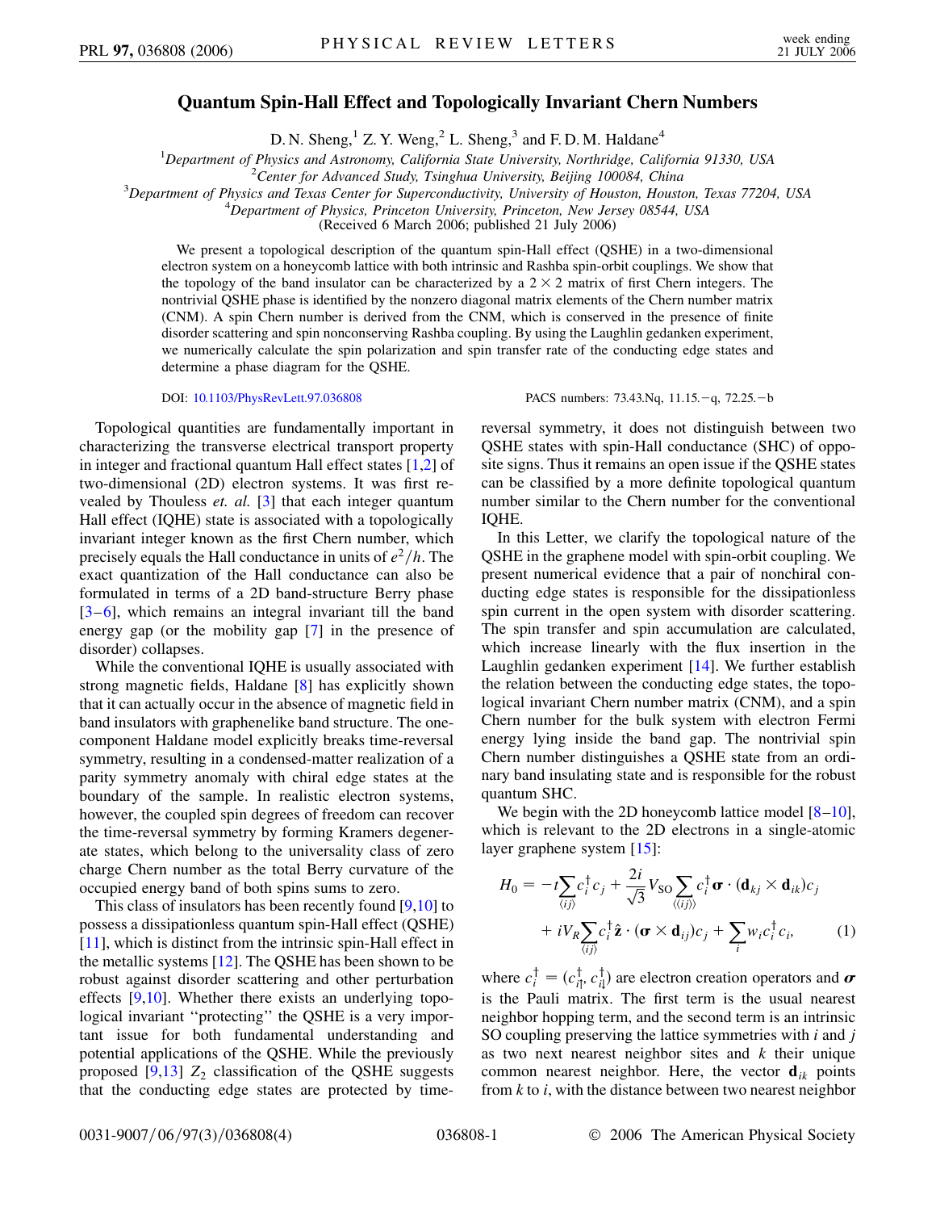# Quantum Spin-Hall Effect and Topologically Invariant Chern Numbers

D. N. Sheng,[1] Z. Y. Weng,[2] L. Sheng,[3] and F. D. M. Haldane[4]

[1]*Department of Physics and Astronomy, California State University, Northridge, California 91330, USA*
[2]*Center for Advanced Study, Tsinghua University, Beijing 100084, China*
[3]*Department of Physics and Texas Center for Superconductivity, University of Houston, Houston, Texas 77204, USA*
[4]*Department of Physics, Princeton University, Princeton, New Jersey 08544, USA*
(Received 6 March 2006; published 21 July 2006)

We present a topological description of the quantum spin-Hall effect (QSHE) in a two-dimensional electron system on a honeycomb lattice with both intrinsic and Rashba spin-orbit couplings. We show that the topology of the band insulator can be characterized by a $2 \times 2$ matrix of first Chern integers. The nontrivial QSHE phase is identified by the nonzero diagonal matrix elements of the Chern number matrix (CNM). A spin Chern number is derived from the CNM, which is conserved in the presence of finite disorder scattering and spin nonconserving Rashba coupling. By using the Laughlin gedanken experiment, we numerically calculate the spin polarization and spin transfer rate of the conducting edge states and determine a phase diagram for the QSHE.

DOI: 10.1103/PhysRevLett.97.036808 PACS numbers: 73.43.Nq, 11.15.−q, 72.25.−b

Topological quantities are fundamentally important in characterizing the transverse electrical transport property in integer and fractional quantum Hall effect states [1,2] of two-dimensional (2D) electron systems. It was first revealed by Thouless *et. al.* [3] that each integer quantum Hall effect (IQHE) state is associated with a topologically invariant integer known as the first Chern number, which precisely equals the Hall conductance in units of $e^2/h$. The exact quantization of the Hall conductance can also be formulated in terms of a 2D band-structure Berry phase [3–6], which remains an integral invariant till the band energy gap (or the mobility gap [7] in the presence of disorder) collapses.

While the conventional IQHE is usually associated with strong magnetic fields, Haldane [8] has explicitly shown that it can actually occur in the absence of magnetic field in band insulators with graphenelike band structure. The one-component Haldane model explicitly breaks time-reversal symmetry, resulting in a condensed-matter realization of a parity symmetry anomaly with chiral edge states at the boundary of the sample. In realistic electron systems, however, the coupled spin degrees of freedom can recover the time-reversal symmetry by forming Kramers degenerate states, which belong to the universality class of zero charge Chern number as the total Berry curvature of the occupied energy band of both spins sums to zero.

This class of insulators has been recently found [9,10] to possess a dissipationless quantum spin-Hall effect (QSHE) [11], which is distinct from the intrinsic spin-Hall effect in the metallic systems [12]. The QSHE has been shown to be robust against disorder scattering and other perturbation effects [9,10]. Whether there exists an underlying topological invariant "protecting" the QSHE is a very important issue for both fundamental understanding and potential applications of the QSHE. While the previously proposed [9,13] $Z_2$ classification of the QSHE suggests that the conducting edge states are protected by time-reversal symmetry, it does not distinguish between two QSHE states with spin-Hall conductance (SHC) of opposite signs. Thus it remains an open issue if the QSHE states can be classified by a more definite topological quantum number similar to the Chern number for the conventional IQHE.

In this Letter, we clarify the topological nature of the QSHE in the graphene model with spin-orbit coupling. We present numerical evidence that a pair of nonchiral conducting edge states is responsible for the dissipationless spin current in the open system with disorder scattering. The spin transfer and spin accumulation are calculated, which increase linearly with the flux insertion in the Laughlin gedanken experiment [14]. We further establish the relation between the conducting edge states, the topological invariant Chern number matrix (CNM), and a spin Chern number for the bulk system with electron Fermi energy lying inside the band gap. The nontrivial spin Chern number distinguishes a QSHE state from an ordinary band insulating state and is responsible for the robust quantum SHC.

We begin with the 2D honeycomb lattice model [8–10], which is relevant to the 2D electrons in a single-atomic layer graphene system [15]:

$$H_0 = -t\sum_{\langle ij\rangle} c_i^\dagger c_j + \frac{2i}{\sqrt{3}} V_{\mathrm{SO}} \sum_{\langle\langle ij\rangle\rangle} c_i^\dagger \boldsymbol{\sigma} \cdot (\mathbf{d}_{kj} \times \mathbf{d}_{ik}) c_j + iV_R \sum_{\langle ij\rangle} c_i^\dagger \hat{\mathbf{z}} \cdot (\boldsymbol{\sigma} \times \mathbf{d}_{ij}) c_j + \sum_i w_i c_i^\dagger c_i, \qquad (1)$$

where $c_i^\dagger = (c_{i\uparrow}^\dagger, c_{i\downarrow}^\dagger)$ are electron creation operators and $\boldsymbol{\sigma}$ is the Pauli matrix. The first term is the usual nearest neighbor hopping term, and the second term is an intrinsic SO coupling preserving the lattice symmetries with $i$ and $j$ as two next nearest neighbor sites and $k$ their unique common nearest neighbor. Here, the vector $\mathbf{d}_{ik}$ points from $k$ to $i$, with the distance between two nearest neighbor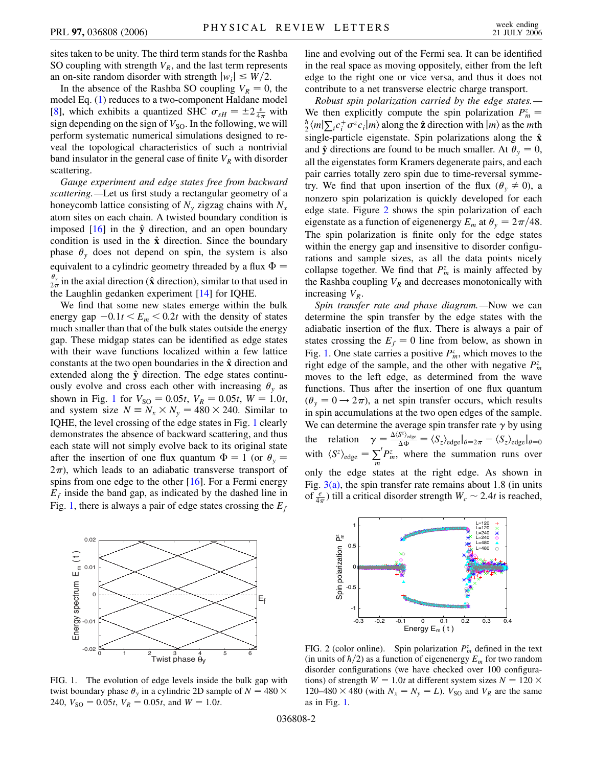sites taken to be unity. The third term stands for the Rashba SO coupling with strength $V_R$, and the last term represents an on-site random disorder with strength $|w_i| \leq W/2$.

In the absence of the Rashba SO coupling $V_R = 0$, the model Eq. (1) reduces to a two-component Haldane model [8], which exhibits a quantized SHC $\sigma_{sH} = \pm 2 \frac{e}{4\pi}$ with sign depending on the sign of $V_{\mathrm{SO}}$. In the following, we will perform systematic numerical simulations designed to reveal the topological characteristics of such a nontrivial band insulator in the general case of finite $V_R$ with disorder scattering.

*Gauge experiment and edge states free from backward scattering.*—Let us first study a rectangular geometry of a honeycomb lattice consisting of $N_y$ zigzag chains with $N_x$ atom sites on each chain. A twisted boundary condition is imposed [16] in the $\hat{\mathbf{y}}$ direction, and an open boundary condition is used in the $\hat{\mathbf{x}}$ direction. Since the boundary phase $\theta_y$ does not depend on spin, the system is also equivalent to a cylindric geometry threaded by a flux $\Phi = \frac{\theta_y}{2\pi}$ in the axial direction ($\hat{\mathbf{x}}$ direction), similar to that used in the Laughlin gedanken experiment [14] for IQHE.

We find that some new states emerge within the bulk energy gap $-0.1t < E_m < 0.2t$ with the density of states much smaller than that of the bulk states outside the energy gap. These midgap states can be identified as edge states with their wave functions localized within a few lattice constants at the two open boundaries in the $\hat{\mathbf{x}}$ direction and extended along the $\hat{\mathbf{y}}$ direction. The edge states continuously evolve and cross each other with increasing $\theta_y$ as shown in Fig. 1 for $V_{\mathrm{SO}} = 0.05t$, $V_R = 0.05t$, $W = 1.0t$, and system size $N \equiv N_x \times N_y = 480 \times 240$. Similar to IQHE, the level crossing of the edge states in Fig. 1 clearly demonstrates the absence of backward scattering, and thus each state will not simply evolve back to its original state after the insertion of one flux quantum $\Phi = 1$ (or $\theta_y = 2\pi$), which leads to an adiabatic transverse transport of spins from one edge to the other [16]. For a Fermi energy $E_f$ inside the band gap, as indicated by the dashed line in Fig. 1, there is always a pair of edge states crossing the $E_f$ line and evolving out of the Fermi sea. It can be identified in the real space as moving oppositely, either from the left edge to the right one or vice versa, and thus it does not contribute to a net transverse electric charge transport.

FIG. 1. The evolution of edge levels inside the bulk gap with twist boundary phase $\theta_y$ in a cylindric 2D sample of $N = 480 \times 240$, $V_{\mathrm{SO}} = 0.05t$, $V_R = 0.05t$, and $W = 1.0t$.

*Robust spin polarization carried by the edge states.*—We then explicitly compute the spin polarization $P_m^z = \frac{\hbar}{2}\langle m|\sum_i c_i^+ \sigma^z c_i|m\rangle$ along the $\hat{\mathbf{z}}$ direction with $|m\rangle$ as the $m$th single-particle eigenstate. Spin polarizations along the $\hat{\mathbf{x}}$ and $\hat{\mathbf{y}}$ directions are found to be much smaller. At $\theta_y = 0$, all the eigenstates form Kramers degenerate pairs, and each pair carries totally zero spin due to time-reversal symmetry. We find that upon insertion of the flux ($\theta_y \neq 0$), a nonzero spin polarization is quickly developed for each edge state. Figure 2 shows the spin polarization of each eigenstate as a function of eigenenergy $E_m$ at $\theta_y = 2\pi/48$. The spin polarization is finite only for the edge states within the energy gap and insensitive to disorder configurations and sample sizes, as all the data points nicely collapse together. We find that $P_m^z$ is mainly affected by the Rashba coupling $V_R$ and decreases monotonically with increasing $V_R$.

*Spin transfer rate and phase diagram.*—Now we can determine the spin transfer by the edge states with the adiabatic insertion of the flux. There is always a pair of states crossing the $E_f = 0$ line from below, as shown in Fig. 1. One state carries a positive $P_m^z$, which moves to the right edge of the sample, and the other with negative $P_m^z$ moves to the left edge, as determined from the wave functions. Thus after the insertion of one flux quantum ($\theta_y = 0 \to 2\pi$), a net spin transfer occurs, which results in spin accumulations at the two open edges of the sample. We can determine the average spin transfer rate $\gamma$ by using the relation $\gamma = \frac{\Delta\langle S^z\rangle_{\mathrm{edge}}}{\Delta\Phi} = \langle S_z\rangle_{\mathrm{edge}}|_{\theta=2\pi} - \langle S_z\rangle_{\mathrm{edge}}|_{\theta=0}$ with $\langle S^z\rangle_{\mathrm{edge}} = \sum_m' P_m^z$, where the summation runs over only the edge states at the right edge. As shown in Fig. 3(a), the spin transfer rate remains about 1.8 (in units of $\frac{e}{4\pi}$) till a critical disorder strength $W_c \sim 2.4t$ is reached,

FIG. 2 (color online). Spin polarization $P_m^z$ defined in the text (in units of $\hbar/2$) as a function of eigenenergy $E_m$ for two random disorder configurations (we have checked over 100 configurations) of strength $W = 1.0t$ at different system sizes $N = 120 \times 120$–$480 \times 480$ (with $N_x = N_y = L$). $V_{\mathrm{SO}}$ and $V_R$ are the same as in Fig. 1.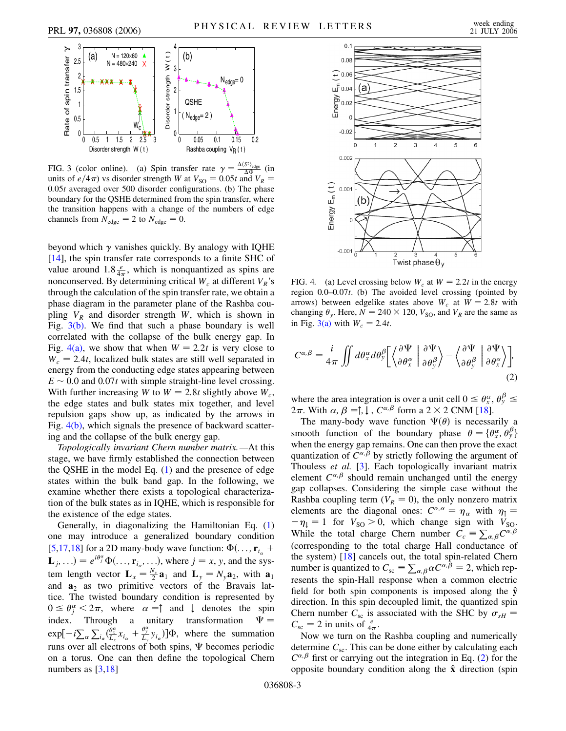FIG. 3 (color online). (a) Spin transfer rate $\gamma = \frac{\Delta \langle S^z \rangle_{\rm edge}}{\Delta \Phi}$ (in units of $e/4\pi$) vs disorder strength $W$ at $V_{\rm SO} = 0.05t$ and $V_R = 0.05t$ averaged over 500 disorder configurations. (b) The phase boundary for the QSHE determined from the spin transfer, where the transition happens with a change of the numbers of edge channels from $N_{\rm edge} = 2$ to $N_{\rm edge} = 0$.

beyond which $\gamma$ vanishes quickly. By analogy with IQHE [14], the spin transfer rate corresponds to a finite SHC of value around $1.8\frac{e}{4\pi}$, which is nonquantized as spins are nonconserved. By determining critical $W_c$ at different $V_R$'s through the calculation of the spin transfer rate, we obtain a phase diagram in the parameter plane of the Rashba coupling $V_R$ and disorder strength $W$, which is shown in Fig. 3(b). We find that such a phase boundary is well correlated with the collapse of the bulk energy gap. In Fig. 4(a), we show that when $W = 2.2t$ is very close to $W_c = 2.4t$, localized bulk states are still well separated in energy from the conducting edge states appearing between $E \sim 0.0$ and $0.07t$ with simple straight-line level crossing. With further increasing $W$ to $W = 2.8t$ slightly above $W_c$, the edge states and bulk states mix together, and level repulsion gaps show up, as indicated by the arrows in Fig. 4(b), which signals the presence of backward scattering and the collapse of the bulk energy gap.

*Topologically invariant Chern number matrix.*—At this stage, we have firmly established the connection between the QSHE in the model Eq. (1) and the presence of edge states within the bulk band gap. In the following, we examine whether there exists a topological characterization of the bulk states as in IQHE, which is responsible for the existence of the edge states.

Generally, in diagonalizing the Hamiltonian Eq. (1) one may introduce a generalized boundary condition [5,17,18] for a 2D many-body wave function: $\Phi(\ldots, \mathbf{r}_{i_\alpha} + \mathbf{L}_j, \ldots) = e^{i\theta_j^\alpha}\Phi(\ldots, \mathbf{r}_{i_\alpha}, \ldots)$, where $j = x, y$, and the system length vector $\mathbf{L}_x = \frac{N_x}{2}\mathbf{a}_1$ and $\mathbf{L}_y = N_y \mathbf{a}_2$, with $\mathbf{a}_1$ and $\mathbf{a}_2$ as two primitive vectors of the Bravais lattice. The twisted boundary condition is represented by $0 \le \theta_j^\alpha < 2\pi$, where $\alpha = \uparrow$ and $\downarrow$ denotes the spin index. Through a unitary transformation $\Psi = \exp[-i\sum_\alpha \sum_{i_\alpha}(\frac{\theta_x^\alpha}{L_x}x_{i_\alpha} + \frac{\theta_y^\alpha}{L_y}y_{i_\alpha})]\Phi$, where the summation runs over all electrons of both spins, $\Psi$ becomes periodic on a torus. One can then define the topological Chern numbers as [3,18]

FIG. 4. (a) Level crossing below $W_c$ at $W = 2.2t$ in the energy region 0.0–0.07$t$. (b) The avoided level crossing (pointed by arrows) between edgelike states above $W_c$ at $W = 2.8t$ with changing $\theta_y$. Here, $N = 240 \times 120$, $V_{\rm SO}$, and $V_R$ are the same as in Fig. 3(a) with $W_c = 2.4t$.

$$C^{\alpha,\beta} = \frac{i}{4\pi}\iint d\theta_x^\alpha d\theta_y^\beta \left[\left\langle \frac{\partial \Psi}{\partial \theta_x^\alpha} \,\middle|\, \frac{\partial \Psi}{\partial \theta_y^\beta}\right\rangle - \left\langle \frac{\partial \Psi}{\partial \theta_y^\beta} \,\middle|\, \frac{\partial \Psi}{\partial \theta_x^\alpha}\right\rangle\right], \tag{2}$$

where the area integration is over a unit cell $0 \le \theta_x^\alpha, \theta_y^\beta \le 2\pi$. With $\alpha, \beta = \uparrow, \downarrow$, $C^{\alpha,\beta}$ form a $2 \times 2$ CNM [18].

The many-body wave function $\Psi(\theta)$ is necessarily a smooth function of the boundary phase $\theta = \{\theta_x^\alpha, \theta_y^\beta\}$ when the energy gap remains. One can then prove the exact quantization of $C^{\alpha,\beta}$ by strictly following the argument of Thouless *et al.* [3]. Each topologically invariant matrix element $C^{\alpha,\beta}$ should remain unchanged until the energy gap collapses. Considering the simple case without the Rashba coupling term ($V_R = 0$), the only nonzero matrix elements are the diagonal ones: $C^{\alpha,\alpha} = \eta_\alpha$ with $\eta_\uparrow = -\eta_\downarrow = 1$ for $V_{\rm SO} > 0$, which change sign with $V_{\rm SO}$. While the total charge Chern number $C_c = \sum_{\alpha,\beta} C^{\alpha,\beta}$ (corresponding to the total charge Hall conductance of the system) [18] cancels out, the total spin-related Chern number is quantized to $C_{\rm sc} \equiv \sum_{\alpha,\beta} \alpha C^{\alpha,\beta} = 2$, which represents the spin-Hall response when a common electric field for both spin components is imposed along the $\hat{\mathbf{y}}$ direction. In this spin decoupled limit, the quantized spin Chern number $C_{\rm sc}$ is associated with the SHC by $\sigma_{sH} = C_{\rm sc} = 2$ in units of $\frac{e}{4\pi}$.

Now we turn on the Rashba coupling and numerically determine $C_{\rm sc}$. This can be done either by calculating each $C^{\alpha,\beta}$ first or carrying out the integration in Eq. (2) for the opposite boundary condition along the $\hat{\mathbf{x}}$ direction (spin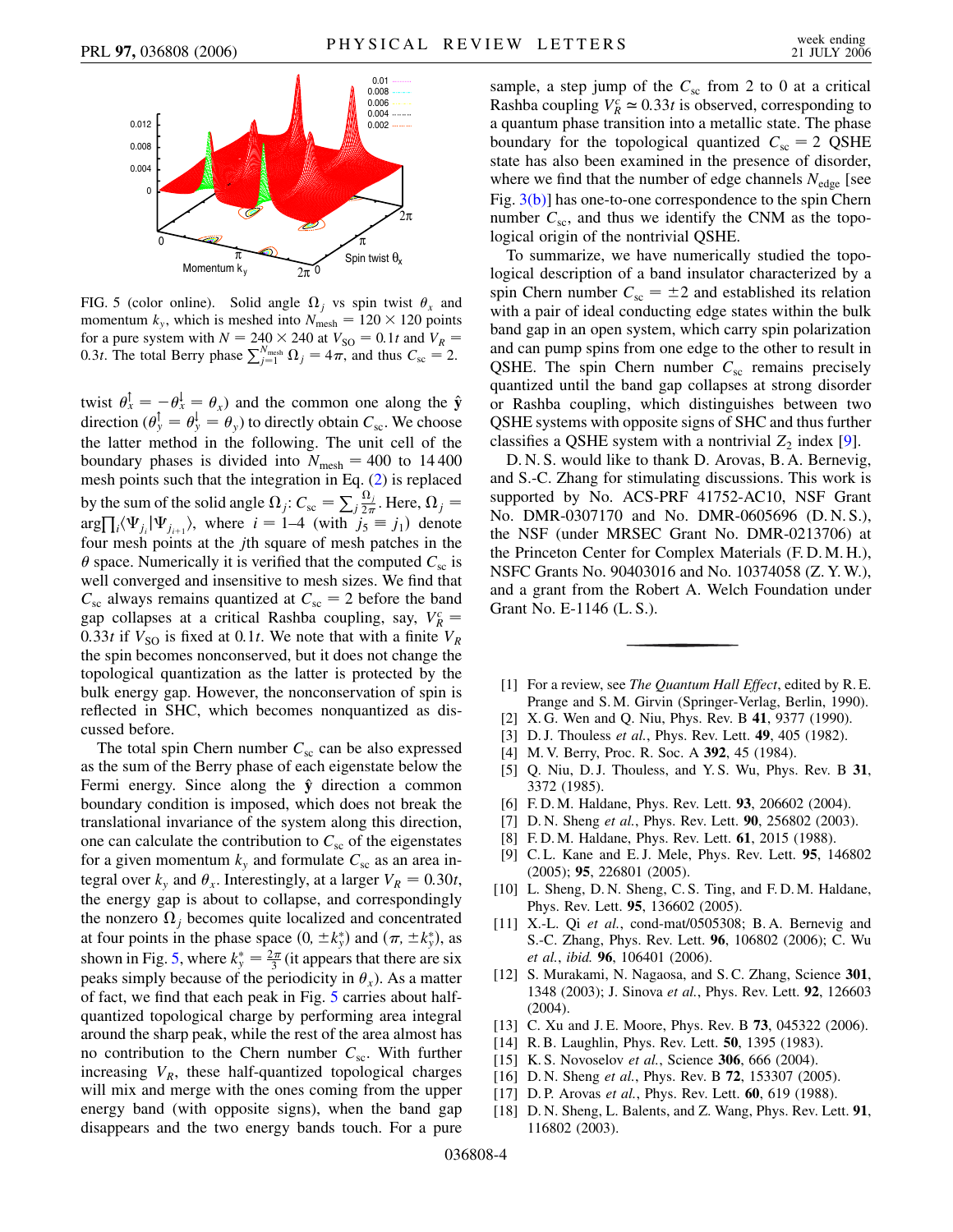0.01
0.008
0.006
0.004
0.002

0.012
0.008
0.004
0

0
π
2π
Momentum $k_y$
0
π
2π
Spin twist $\theta_x$

FIG. 5 (color online). Solid angle $\Omega_j$ vs spin twist $\theta_x$ and momentum $k_y$, which is meshed into $N_{\rm mesh} = 120 \times 120$ points for a pure system with $N = 240 \times 240$ at $V_{\rm SO} = 0.1t$ and $V_R = 0.3t$. The total Berry phase $\sum_{j=1}^{N_{\rm mesh}} \Omega_j = 4\pi$, and thus $C_{\rm sc} = 2$.

twist $\theta_x^{\uparrow} = -\theta_x^{\downarrow} = \theta_x$) and the common one along the $\hat{\mathbf{y}}$ direction ($\theta_y^{\uparrow} = \theta_y^{\downarrow} = \theta_y$) to directly obtain $C_{\rm sc}$. We choose the latter method in the following. The unit cell of the boundary phases is divided into $N_{\rm mesh} = 400$ to 14 400 mesh points such that the integration in Eq. (2) is replaced by the sum of the solid angle $\Omega_j$: $C_{\rm sc} = \sum_j \frac{\Omega_j}{2\pi}$. Here, $\Omega_j = \arg \prod_i \langle \Psi_{j_i} | \Psi_{j_{i+1}} \rangle$, where $i = 1$–4 (with $j_5 \equiv j_1$) denote four mesh points at the $j$th square of mesh patches in the $\theta$ space. Numerically it is verified that the computed $C_{\rm sc}$ is well converged and insensitive to mesh sizes. We find that $C_{\rm sc}$ always remains quantized at $C_{\rm sc} = 2$ before the band gap collapses at a critical Rashba coupling, say, $V_R^c = 0.33t$ if $V_{\rm SO}$ is fixed at $0.1t$. We note that with a finite $V_R$ the spin becomes nonconserved, but it does not change the topological quantization as the latter is protected by the bulk energy gap. However, the nonconservation of spin is reflected in SHC, which becomes nonquantized as discussed before.

The total spin Chern number $C_{\rm sc}$ can be also expressed as the sum of the Berry phase of each eigenstate below the Fermi energy. Since along the $\hat{\mathbf{y}}$ direction a common boundary condition is imposed, which does not break the translational invariance of the system along this direction, one can calculate the contribution to $C_{\rm sc}$ of the eigenstates for a given momentum $k_y$ and formulate $C_{\rm sc}$ as an area integral over $k_y$ and $\theta_x$. Interestingly, at a larger $V_R = 0.30t$, the energy gap is about to collapse, and correspondingly the nonzero $\Omega_j$ becomes quite localized and concentrated at four points in the phase space $(0, \pm k_y^*)$ and $(\pi, \pm k_y^*)$, as shown in Fig. 5, where $k_y^* = \frac{2\pi}{3}$ (it appears that there are six peaks simply because of the periodicity in $\theta_x$). As a matter of fact, we find that each peak in Fig. 5 carries about half-quantized topological charge by performing area integral around the sharp peak, while the rest of the area almost has no contribution to the Chern number $C_{\rm sc}$. With further increasing $V_R$, these half-quantized topological charges will mix and merge with the ones coming from the upper energy band (with opposite signs), when the band gap disappears and the two energy bands touch. For a pure sample, a step jump of the $C_{\rm sc}$ from 2 to 0 at a critical Rashba coupling $V_R^c \simeq 0.33t$ is observed, corresponding to a quantum phase transition into a metallic state. The phase boundary for the topological quantized $C_{\rm sc} = 2$ QSHE state has also been examined in the presence of disorder, where we find that the number of edge channels $N_{\rm edge}$ [see Fig. 3(b)] has one-to-one correspondence to the spin Chern number $C_{\rm sc}$, and thus we identify the CNM as the topological origin of the nontrivial QSHE.

To summarize, we have numerically studied the topological description of a band insulator characterized by a spin Chern number $C_{\rm sc} = \pm 2$ and established its relation with a pair of ideal conducting edge states within the bulk band gap in an open system, which carry spin polarization and can pump spins from one edge to the other to result in QSHE. The spin Chern number $C_{\rm sc}$ remains precisely quantized until the band gap collapses at strong disorder or Rashba coupling, which distinguishes between two QSHE systems with opposite signs of SHC and thus further classifies a QSHE system with a nontrivial $Z_2$ index [9].

D. N. S. would like to thank D. Arovas, B. A. Bernevig, and S.-C. Zhang for stimulating discussions. This work is supported by No. ACS-PRF 41752-AC10, NSF Grant No. DMR-0307170 and No. DMR-0605696 (D. N. S.), the NSF (under MRSEC Grant No. DMR-0213706) at the Princeton Center for Complex Materials (F. D. M. H.), NSFC Grants No. 90403016 and No. 10374058 (Z. Y. W.), and a grant from the Robert A. Welch Foundation under Grant No. E-1146 (L. S.).

[1] For a review, see *The Quantum Hall Effect*, edited by R. E. Prange and S. M. Girvin (Springer-Verlag, Berlin, 1990).
[2] X. G. Wen and Q. Niu, Phys. Rev. B **41**, 9377 (1990).
[3] D. J. Thouless *et al.*, Phys. Rev. Lett. **49**, 405 (1982).
[4] M. V. Berry, Proc. R. Soc. A **392**, 45 (1984).
[5] Q. Niu, D. J. Thouless, and Y. S. Wu, Phys. Rev. B **31**, 3372 (1985).
[6] F. D. M. Haldane, Phys. Rev. Lett. **93**, 206602 (2004).
[7] D. N. Sheng *et al.*, Phys. Rev. Lett. **90**, 256802 (2003).
[8] F. D. M. Haldane, Phys. Rev. Lett. **61**, 2015 (1988).
[9] C. L. Kane and E. J. Mele, Phys. Rev. Lett. **95**, 146802 (2005); **95**, 226801 (2005).
[10] L. Sheng, D. N. Sheng, C. S. Ting, and F. D. M. Haldane, Phys. Rev. Lett. **95**, 136602 (2005).
[11] X.-L. Qi *et al.*, cond-mat/0505308; B. A. Bernevig and S.-C. Zhang, Phys. Rev. Lett. **96**, 106802 (2006); C. Wu *et al.*, *ibid.* **96**, 106401 (2006).
[12] S. Murakami, N. Nagaosa, and S. C. Zhang, Science **301**, 1348 (2003); J. Sinova *et al.*, Phys. Rev. Lett. **92**, 126603 (2004).
[13] C. Xu and J. E. Moore, Phys. Rev. B **73**, 045322 (2006).
[14] R. B. Laughlin, Phys. Rev. Lett. **50**, 1395 (1983).
[15] K. S. Novoselov *et al.*, Science **306**, 666 (2004).
[16] D. N. Sheng *et al.*, Phys. Rev. B **72**, 153307 (2005).
[17] D. P. Arovas *et al.*, Phys. Rev. Lett. **60**, 619 (1988).
[18] D. N. Sheng, L. Balents, and Z. Wang, Phys. Rev. Lett. **91**, 116802 (2003).